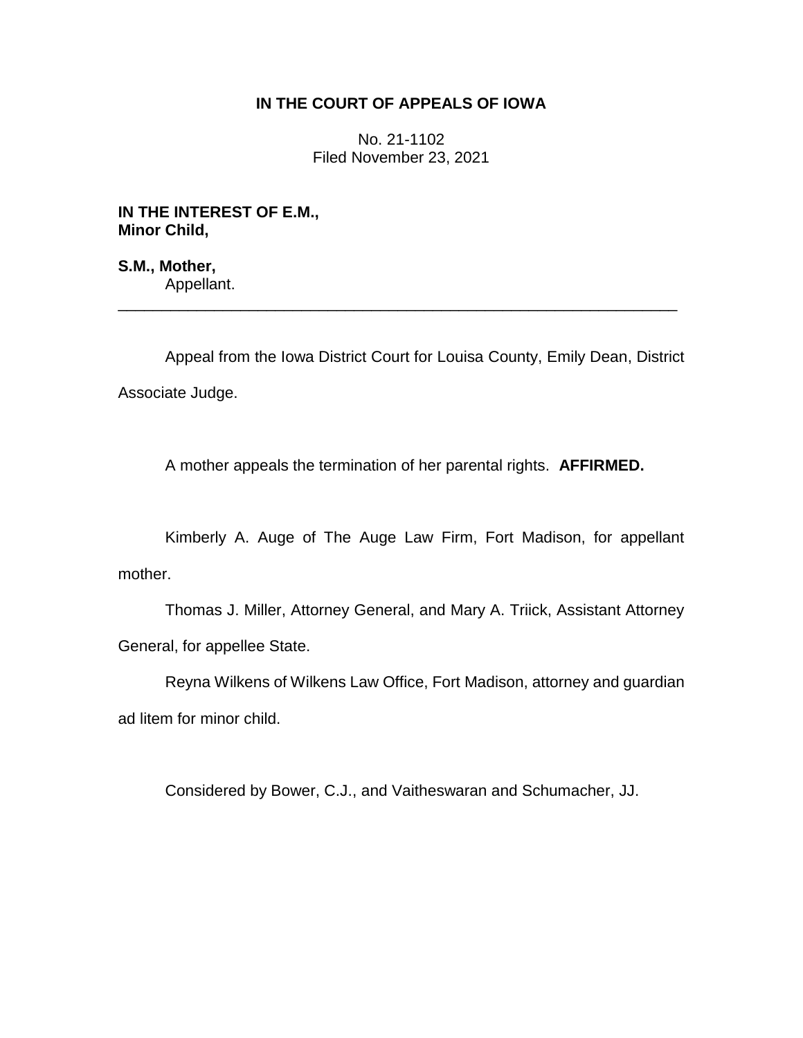# IN THE COURT OF APPEALS OF IOWA

No. 21-1102
Filed November 23, 2021

**IN THE INTEREST OF E.M.,**
**Minor Child,**

**S.M., Mother,**
Appellant.

---

Appeal from the Iowa District Court for Louisa County, Emily Dean, District Associate Judge.

A mother appeals the termination of her parental rights. **AFFIRMED.**

Kimberly A. Auge of The Auge Law Firm, Fort Madison, for appellant mother.

Thomas J. Miller, Attorney General, and Mary A. Triick, Assistant Attorney General, for appellee State.

Reyna Wilkens of Wilkens Law Office, Fort Madison, attorney and guardian ad litem for minor child.

Considered by Bower, C.J., and Vaitheswaran and Schumacher, JJ.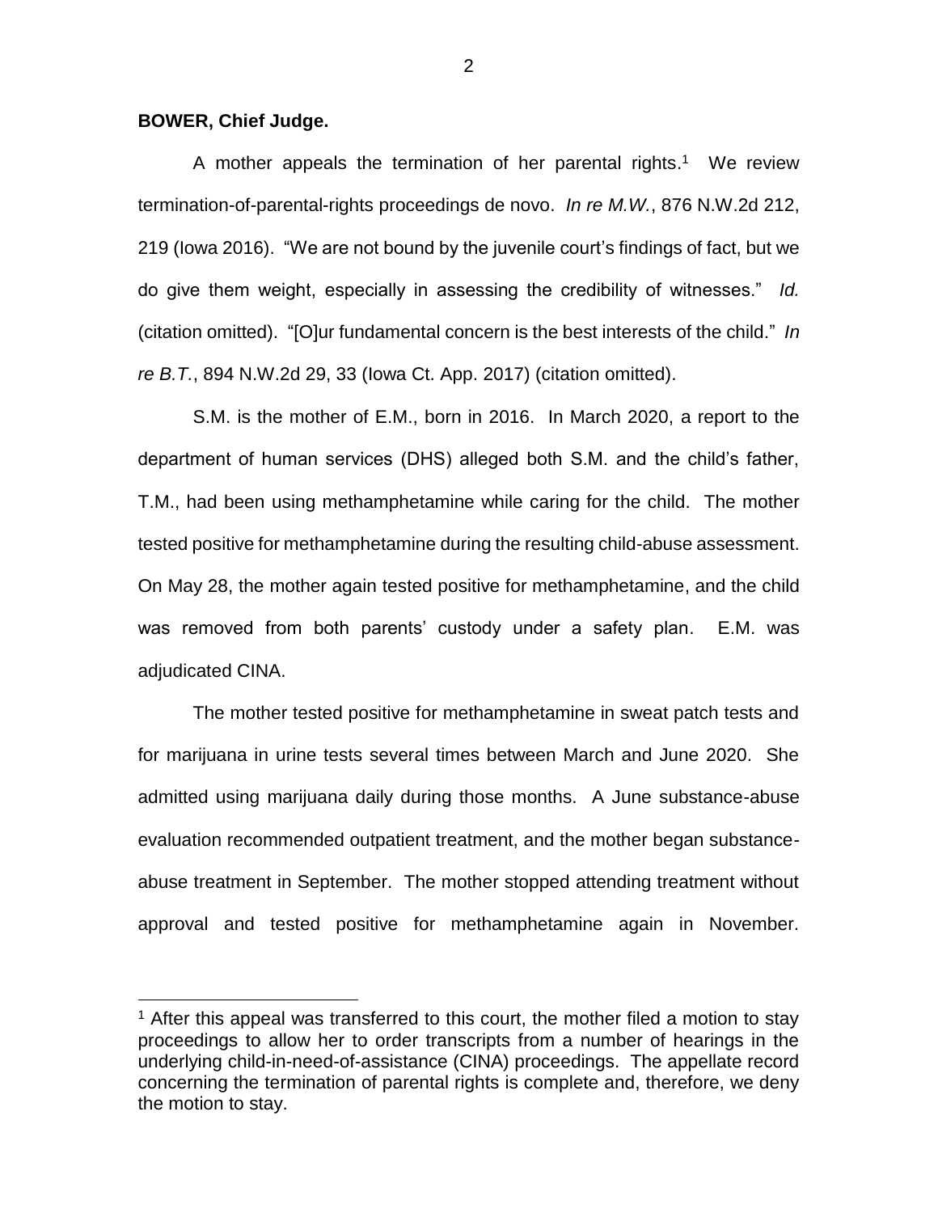**BOWER, Chief Judge.**

A mother appeals the termination of her parental rights.[1] We review termination-of-parental-rights proceedings de novo. *In re M.W.*, 876 N.W.2d 212, 219 (Iowa 2016). "We are not bound by the juvenile court's findings of fact, but we do give them weight, especially in assessing the credibility of witnesses." *Id.* (citation omitted). "[O]ur fundamental concern is the best interests of the child." *In re B.T.*, 894 N.W.2d 29, 33 (Iowa Ct. App. 2017) (citation omitted).

S.M. is the mother of E.M., born in 2016. In March 2020, a report to the department of human services (DHS) alleged both S.M. and the child's father, T.M., had been using methamphetamine while caring for the child. The mother tested positive for methamphetamine during the resulting child-abuse assessment. On May 28, the mother again tested positive for methamphetamine, and the child was removed from both parents' custody under a safety plan. E.M. was adjudicated CINA.

The mother tested positive for methamphetamine in sweat patch tests and for marijuana in urine tests several times between March and June 2020. She admitted using marijuana daily during those months. A June substance-abuse evaluation recommended outpatient treatment, and the mother began substance-abuse treatment in September. The mother stopped attending treatment without approval and tested positive for methamphetamine again in November.

[1] After this appeal was transferred to this court, the mother filed a motion to stay proceedings to allow her to order transcripts from a number of hearings in the underlying child-in-need-of-assistance (CINA) proceedings. The appellate record concerning the termination of parental rights is complete and, therefore, we deny the motion to stay.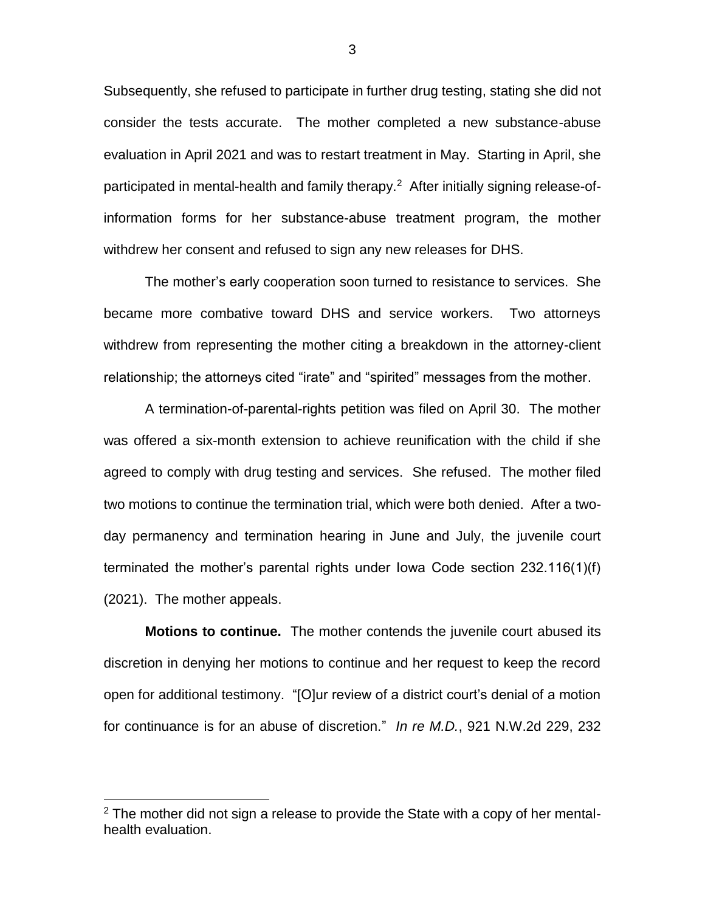Subsequently, she refused to participate in further drug testing, stating she did not consider the tests accurate. The mother completed a new substance-abuse evaluation in April 2021 and was to restart treatment in May. Starting in April, she participated in mental-health and family therapy.[2] After initially signing release-of-information forms for her substance-abuse treatment program, the mother withdrew her consent and refused to sign any new releases for DHS.

The mother's early cooperation soon turned to resistance to services. She became more combative toward DHS and service workers. Two attorneys withdrew from representing the mother citing a breakdown in the attorney-client relationship; the attorneys cited "irate" and "spirited" messages from the mother.

A termination-of-parental-rights petition was filed on April 30. The mother was offered a six-month extension to achieve reunification with the child if she agreed to comply with drug testing and services. She refused. The mother filed two motions to continue the termination trial, which were both denied. After a two-day permanency and termination hearing in June and July, the juvenile court terminated the mother's parental rights under Iowa Code section 232.116(1)(f) (2021). The mother appeals.

**Motions to continue.** The mother contends the juvenile court abused its discretion in denying her motions to continue and her request to keep the record open for additional testimony. "[O]ur review of a district court's denial of a motion for continuance is for an abuse of discretion." *In re M.D.*, 921 N.W.2d 229, 232

[2] The mother did not sign a release to provide the State with a copy of her mental-health evaluation.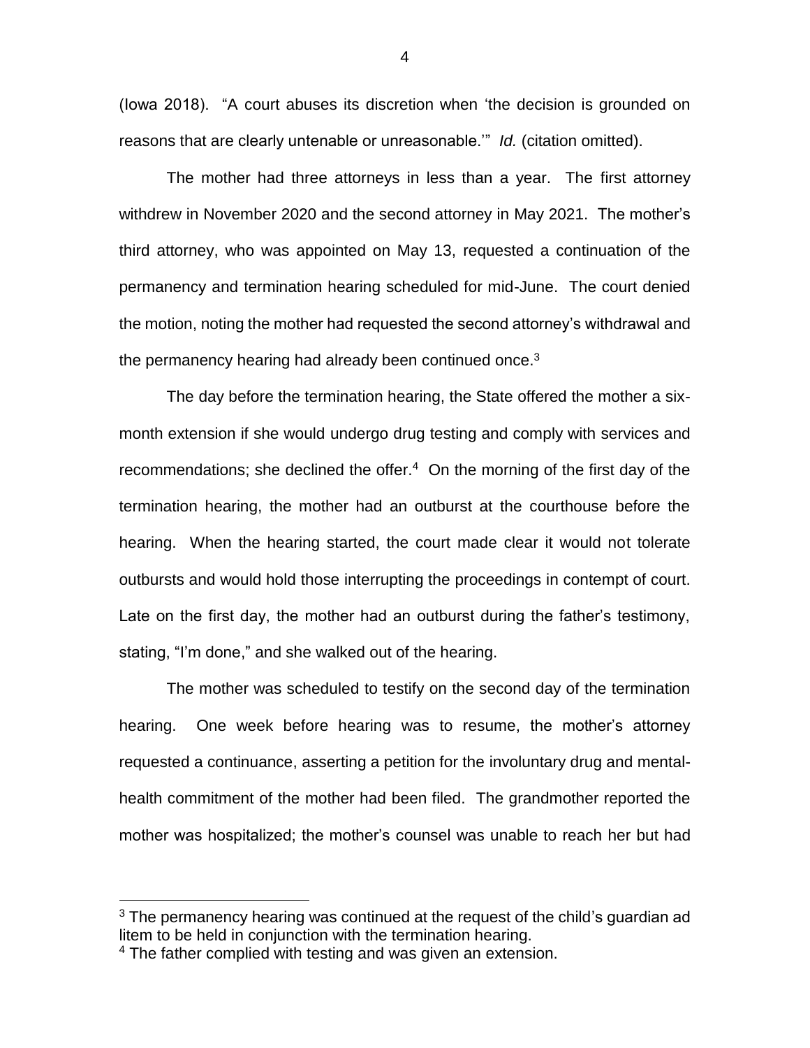(Iowa 2018). "A court abuses its discretion when 'the decision is grounded on reasons that are clearly untenable or unreasonable.'" *Id.* (citation omitted).

The mother had three attorneys in less than a year. The first attorney withdrew in November 2020 and the second attorney in May 2021. The mother's third attorney, who was appointed on May 13, requested a continuation of the permanency and termination hearing scheduled for mid-June. The court denied the motion, noting the mother had requested the second attorney's withdrawal and the permanency hearing had already been continued once.[3]

The day before the termination hearing, the State offered the mother a six-month extension if she would undergo drug testing and comply with services and recommendations; she declined the offer.[4] On the morning of the first day of the termination hearing, the mother had an outburst at the courthouse before the hearing. When the hearing started, the court made clear it would not tolerate outbursts and would hold those interrupting the proceedings in contempt of court. Late on the first day, the mother had an outburst during the father's testimony, stating, "I'm done," and she walked out of the hearing.

The mother was scheduled to testify on the second day of the termination hearing. One week before hearing was to resume, the mother's attorney requested a continuance, asserting a petition for the involuntary drug and mental-health commitment of the mother had been filed. The grandmother reported the mother was hospitalized; the mother's counsel was unable to reach her but had

---

[3] The permanency hearing was continued at the request of the child's guardian ad litem to be held in conjunction with the termination hearing.

[4] The father complied with testing and was given an extension.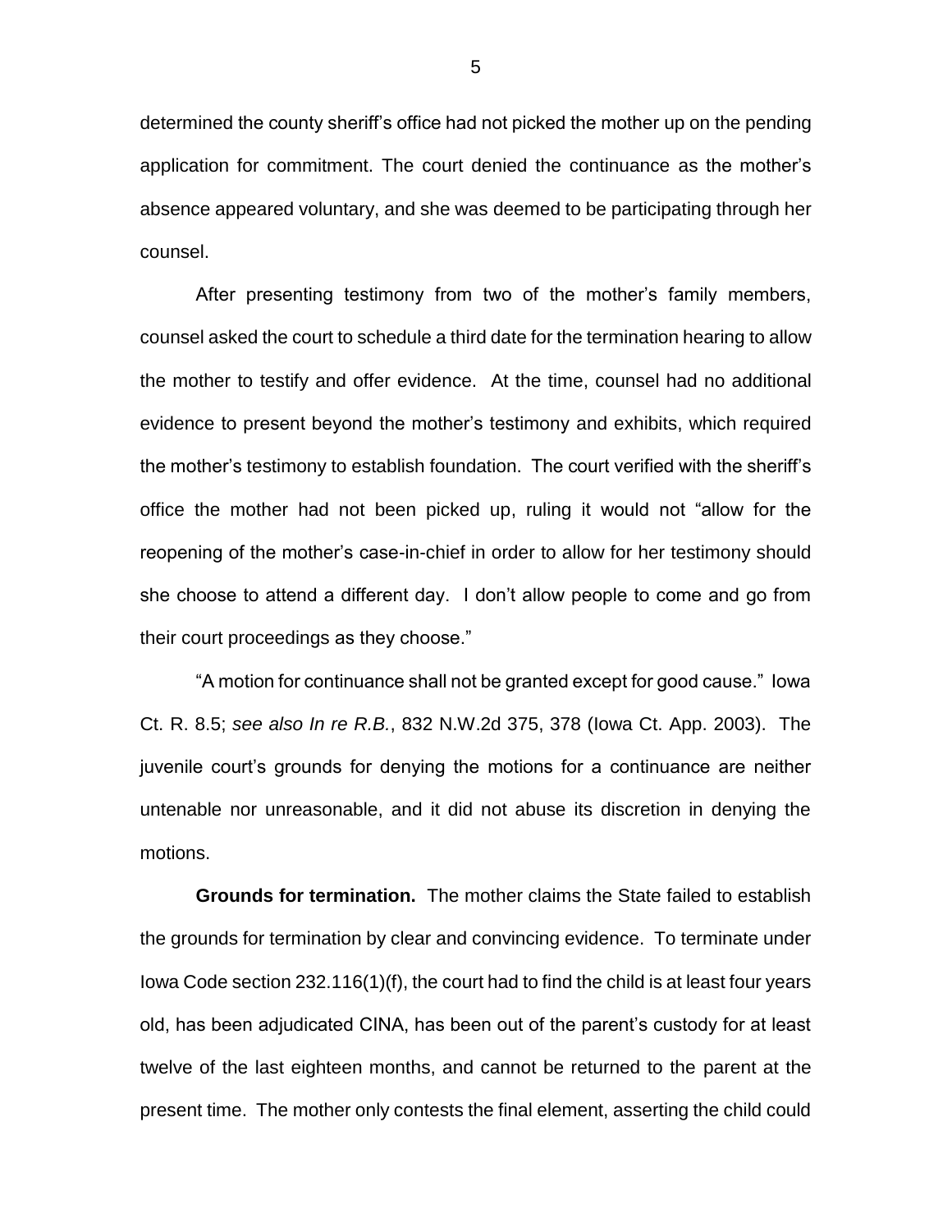determined the county sheriff's office had not picked the mother up on the pending application for commitment. The court denied the continuance as the mother's absence appeared voluntary, and she was deemed to be participating through her counsel.

After presenting testimony from two of the mother's family members, counsel asked the court to schedule a third date for the termination hearing to allow the mother to testify and offer evidence. At the time, counsel had no additional evidence to present beyond the mother's testimony and exhibits, which required the mother's testimony to establish foundation. The court verified with the sheriff's office the mother had not been picked up, ruling it would not "allow for the reopening of the mother's case-in-chief in order to allow for her testimony should she choose to attend a different day. I don't allow people to come and go from their court proceedings as they choose."

"A motion for continuance shall not be granted except for good cause." Iowa Ct. R. 8.5; *see also In re R.B.*, 832 N.W.2d 375, 378 (Iowa Ct. App. 2003). The juvenile court's grounds for denying the motions for a continuance are neither untenable nor unreasonable, and it did not abuse its discretion in denying the motions.

**Grounds for termination.** The mother claims the State failed to establish the grounds for termination by clear and convincing evidence. To terminate under Iowa Code section 232.116(1)(f), the court had to find the child is at least four years old, has been adjudicated CINA, has been out of the parent's custody for at least twelve of the last eighteen months, and cannot be returned to the parent at the present time. The mother only contests the final element, asserting the child could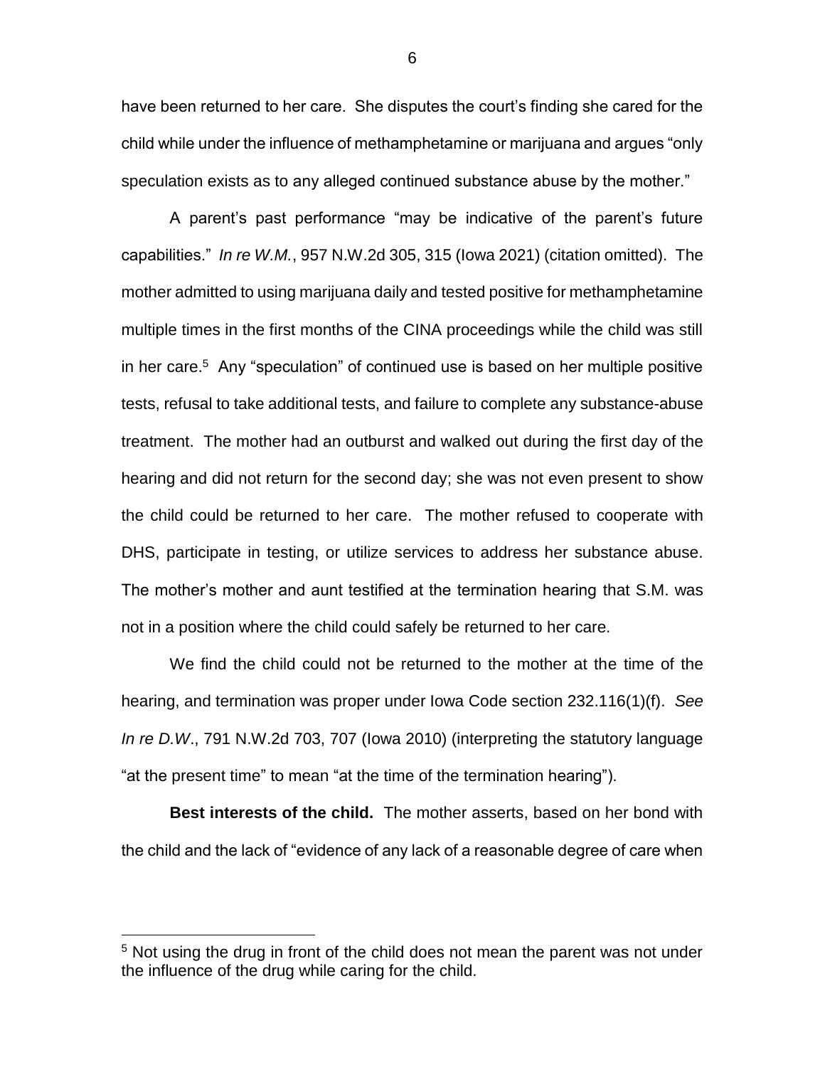have been returned to her care. She disputes the court's finding she cared for the child while under the influence of methamphetamine or marijuana and argues "only speculation exists as to any alleged continued substance abuse by the mother."

A parent's past performance "may be indicative of the parent's future capabilities." *In re W.M.*, 957 N.W.2d 305, 315 (Iowa 2021) (citation omitted). The mother admitted to using marijuana daily and tested positive for methamphetamine multiple times in the first months of the CINA proceedings while the child was still in her care.[5] Any "speculation" of continued use is based on her multiple positive tests, refusal to take additional tests, and failure to complete any substance-abuse treatment. The mother had an outburst and walked out during the first day of the hearing and did not return for the second day; she was not even present to show the child could be returned to her care. The mother refused to cooperate with DHS, participate in testing, or utilize services to address her substance abuse. The mother's mother and aunt testified at the termination hearing that S.M. was not in a position where the child could safely be returned to her care.

We find the child could not be returned to the mother at the time of the hearing, and termination was proper under Iowa Code section 232.116(1)(f). *See In re D.W*., 791 N.W.2d 703, 707 (Iowa 2010) (interpreting the statutory language "at the present time" to mean "at the time of the termination hearing").

**Best interests of the child.** The mother asserts, based on her bond with the child and the lack of "evidence of any lack of a reasonable degree of care when

[5] Not using the drug in front of the child does not mean the parent was not under the influence of the drug while caring for the child.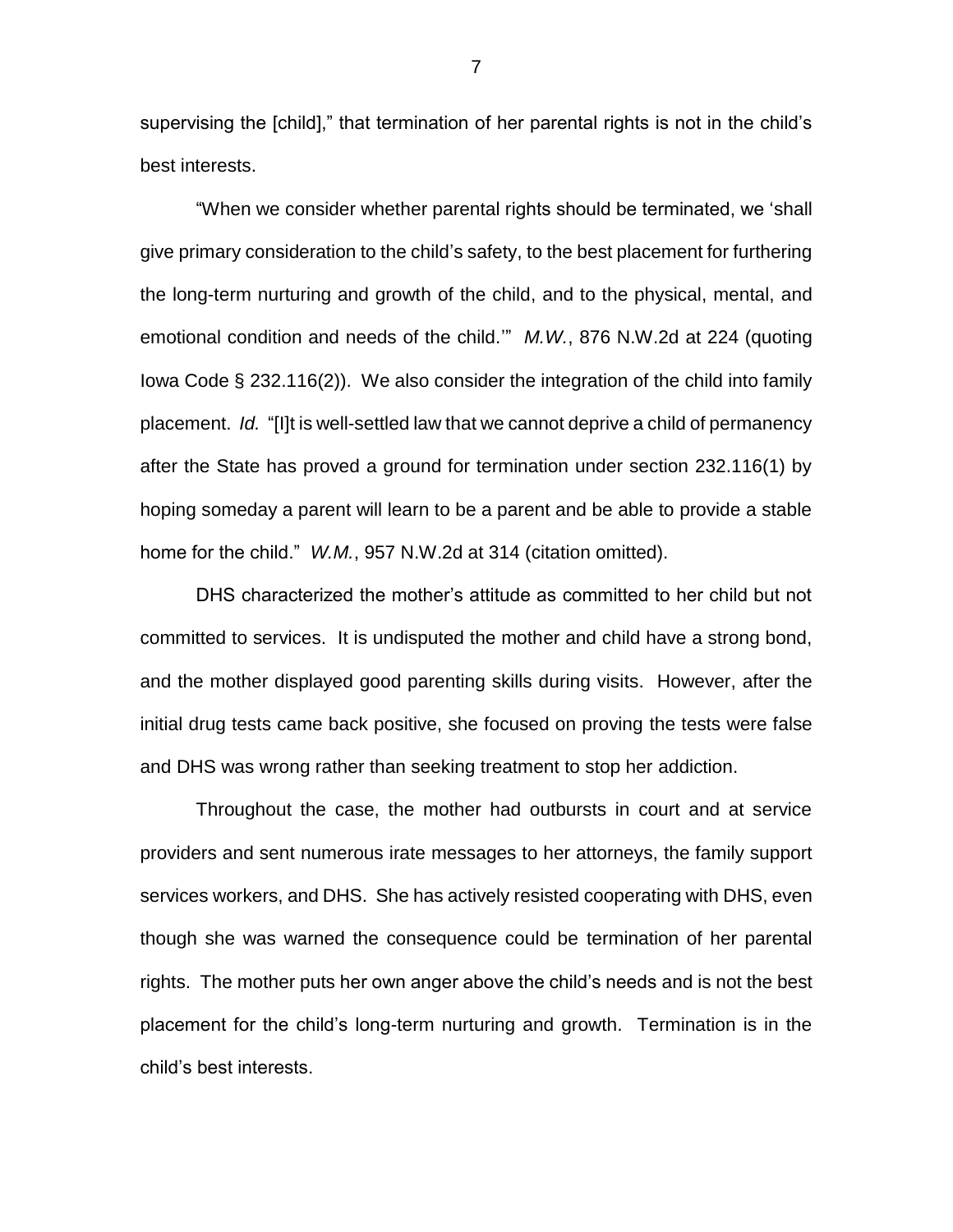supervising the [child]," that termination of her parental rights is not in the child's best interests.

"When we consider whether parental rights should be terminated, we 'shall give primary consideration to the child's safety, to the best placement for furthering the long-term nurturing and growth of the child, and to the physical, mental, and emotional condition and needs of the child.'" *M.W.*, 876 N.W.2d at 224 (quoting Iowa Code § 232.116(2)). We also consider the integration of the child into family placement. *Id.* "[I]t is well-settled law that we cannot deprive a child of permanency after the State has proved a ground for termination under section 232.116(1) by hoping someday a parent will learn to be a parent and be able to provide a stable home for the child." *W.M.*, 957 N.W.2d at 314 (citation omitted).

DHS characterized the mother's attitude as committed to her child but not committed to services. It is undisputed the mother and child have a strong bond, and the mother displayed good parenting skills during visits. However, after the initial drug tests came back positive, she focused on proving the tests were false and DHS was wrong rather than seeking treatment to stop her addiction.

Throughout the case, the mother had outbursts in court and at service providers and sent numerous irate messages to her attorneys, the family support services workers, and DHS. She has actively resisted cooperating with DHS, even though she was warned the consequence could be termination of her parental rights. The mother puts her own anger above the child's needs and is not the best placement for the child's long-term nurturing and growth. Termination is in the child's best interests.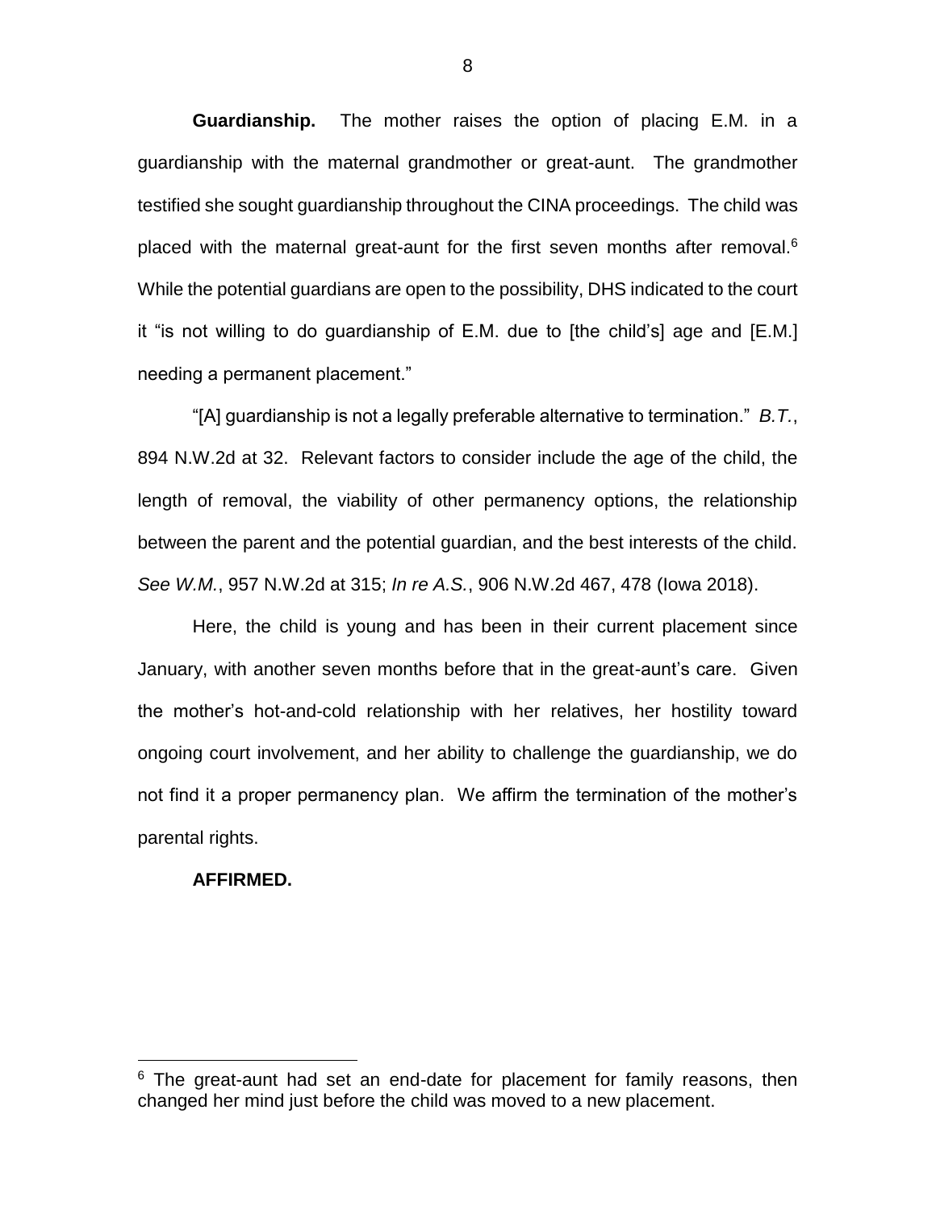**Guardianship.** The mother raises the option of placing E.M. in a guardianship with the maternal grandmother or great-aunt. The grandmother testified she sought guardianship throughout the CINA proceedings. The child was placed with the maternal great-aunt for the first seven months after removal.[6] While the potential guardians are open to the possibility, DHS indicated to the court it "is not willing to do guardianship of E.M. due to [the child's] age and [E.M.] needing a permanent placement."

"[A] guardianship is not a legally preferable alternative to termination." *B.T.*, 894 N.W.2d at 32. Relevant factors to consider include the age of the child, the length of removal, the viability of other permanency options, the relationship between the parent and the potential guardian, and the best interests of the child. *See W.M.*, 957 N.W.2d at 315; *In re A.S.*, 906 N.W.2d 467, 478 (Iowa 2018).

Here, the child is young and has been in their current placement since January, with another seven months before that in the great-aunt's care. Given the mother's hot-and-cold relationship with her relatives, her hostility toward ongoing court involvement, and her ability to challenge the guardianship, we do not find it a proper permanency plan. We affirm the termination of the mother's parental rights.

**AFFIRMED.**

---

[6] The great-aunt had set an end-date for placement for family reasons, then changed her mind just before the child was moved to a new placement.